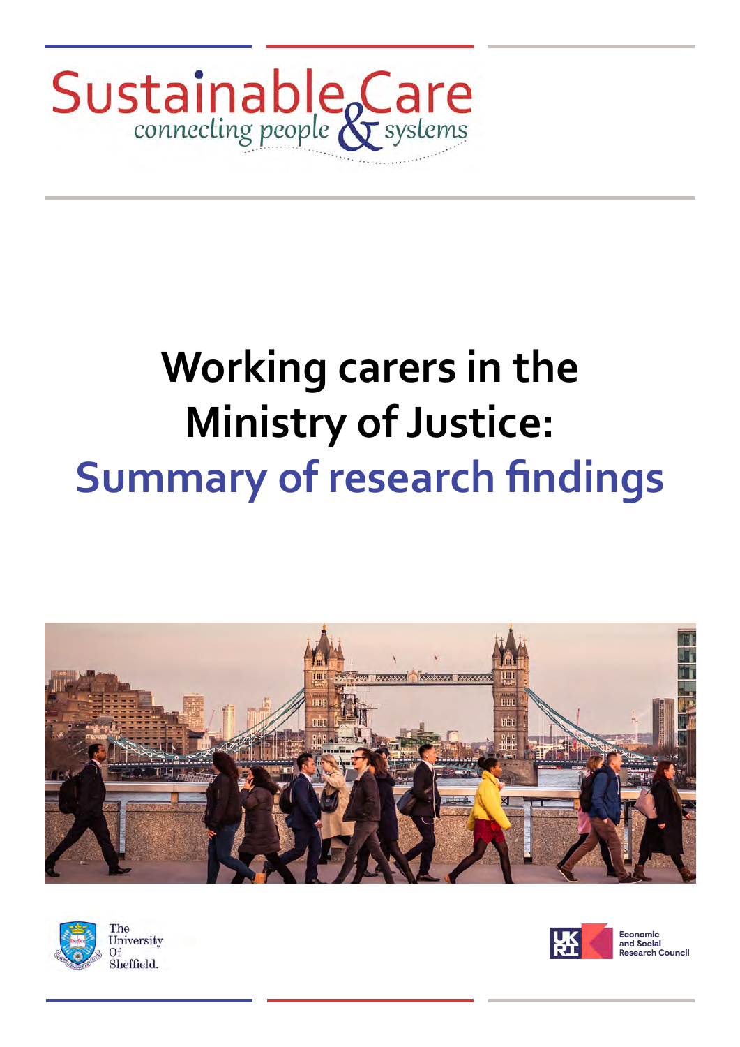Sustainable Care

connecting people & systems

# Working carers in the Ministry of Justice:

# Summary of research findings

The University Of Sheffield.

UKRI Economic and Social Research Council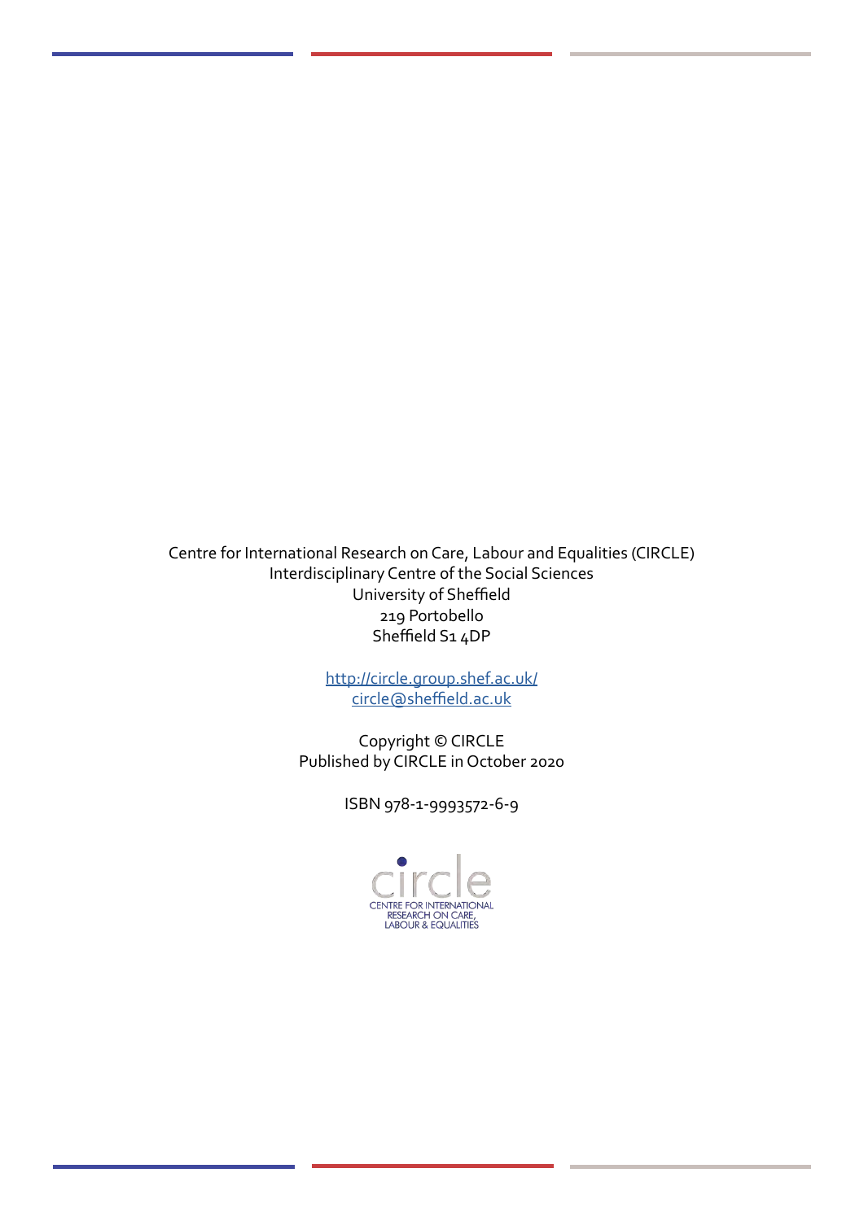Centre for International Research on Care, Labour and Equalities (CIRCLE)
Interdisciplinary Centre of the Social Sciences
University of Sheffield
219 Portobello
Sheffield S1 4DP

http://circle.group.shef.ac.uk/
circle@sheffield.ac.uk

Copyright © CIRCLE
Published by CIRCLE in October 2020

ISBN 978-1-9993572-6-9

circle
CENTRE FOR INTERNATIONAL
RESEARCH ON CARE,
LABOUR & EQUALITIES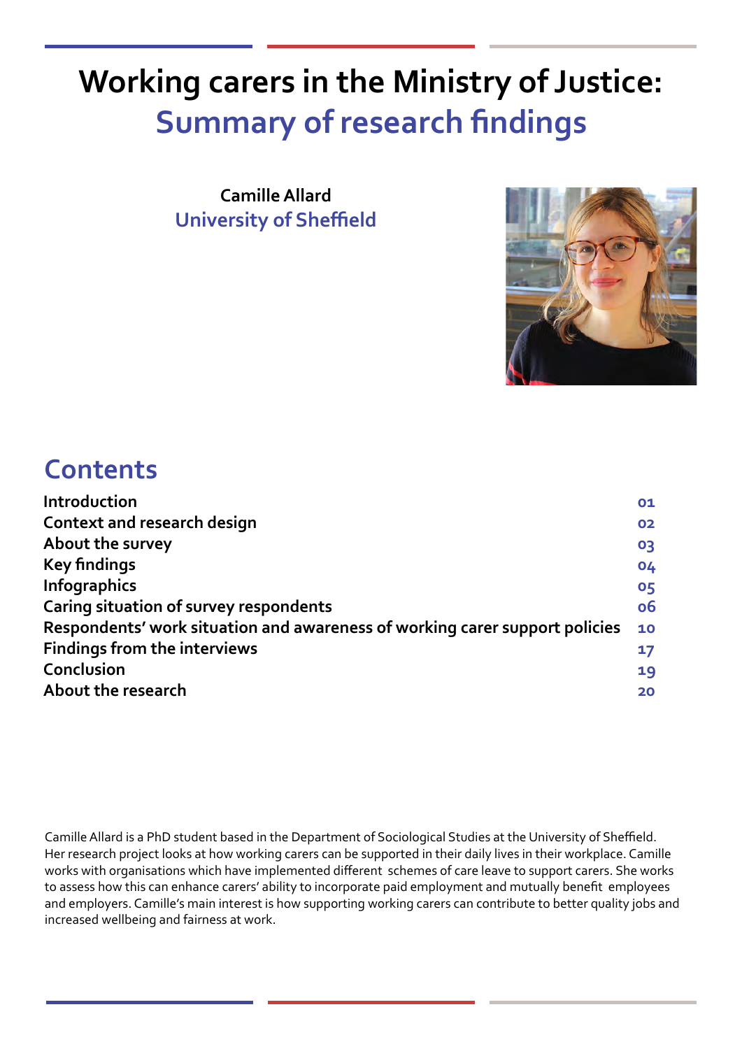# Working carers in the Ministry of Justice: Summary of research findings

**Camille Allard**
**University of Sheffield**

## Contents

| | |
|---|---|
| **Introduction** | 01 |
| **Context and research design** | 02 |
| **About the survey** | 03 |
| **Key findings** | 04 |
| **Infographics** | 05 |
| **Caring situation of survey respondents** | 06 |
| **Respondents' work situation and awareness of working carer support policies** | 10 |
| **Findings from the interviews** | 17 |
| **Conclusion** | 19 |
| **About the research** | 20 |

Camille Allard is a PhD student based in the Department of Sociological Studies at the University of Sheffield. Her research project looks at how working carers can be supported in their daily lives in their workplace. Camille works with organisations which have implemented different schemes of care leave to support carers. She works to assess how this can enhance carers' ability to incorporate paid employment and mutually benefit employees and employers. Camille's main interest is how supporting working carers can contribute to better quality jobs and increased wellbeing and fairness at work.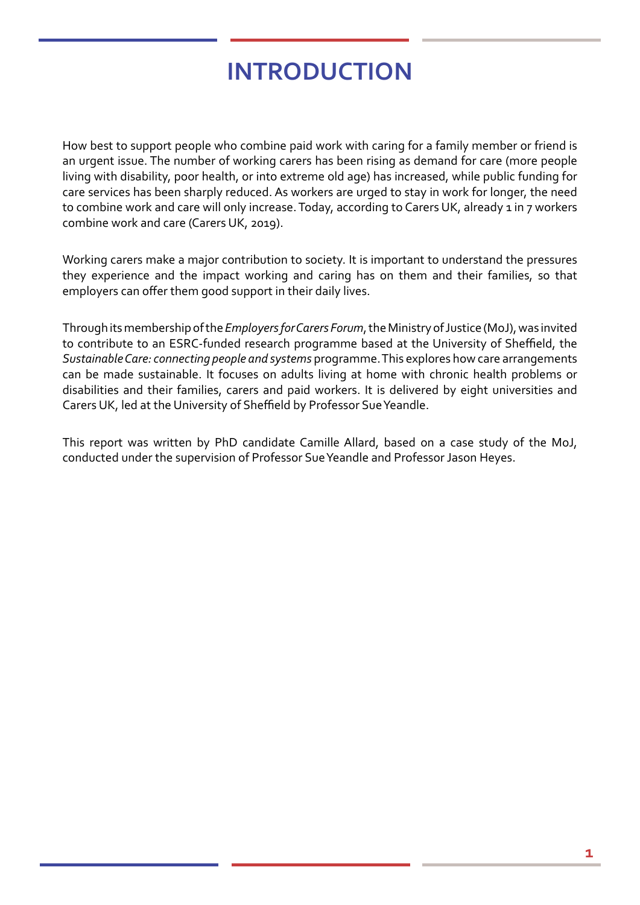# INTRODUCTION

How best to support people who combine paid work with caring for a family member or friend is an urgent issue. The number of working carers has been rising as demand for care (more people living with disability, poor health, or into extreme old age) has increased, while public funding for care services has been sharply reduced. As workers are urged to stay in work for longer, the need to combine work and care will only increase. Today, according to Carers UK, already 1 in 7 workers combine work and care (Carers UK, 2019).

Working carers make a major contribution to society. It is important to understand the pressures they experience and the impact working and caring has on them and their families, so that employers can offer them good support in their daily lives.

Through its membership of the *Employers for Carers Forum*, the Ministry of Justice (MoJ), was invited to contribute to an ESRC-funded research programme based at the University of Sheffield, the *Sustainable Care: connecting people and systems* programme. This explores how care arrangements can be made sustainable. It focuses on adults living at home with chronic health problems or disabilities and their families, carers and paid workers. It is delivered by eight universities and Carers UK, led at the University of Sheffield by Professor Sue Yeandle.

This report was written by PhD candidate Camille Allard, based on a case study of the MoJ, conducted under the supervision of Professor Sue Yeandle and Professor Jason Heyes.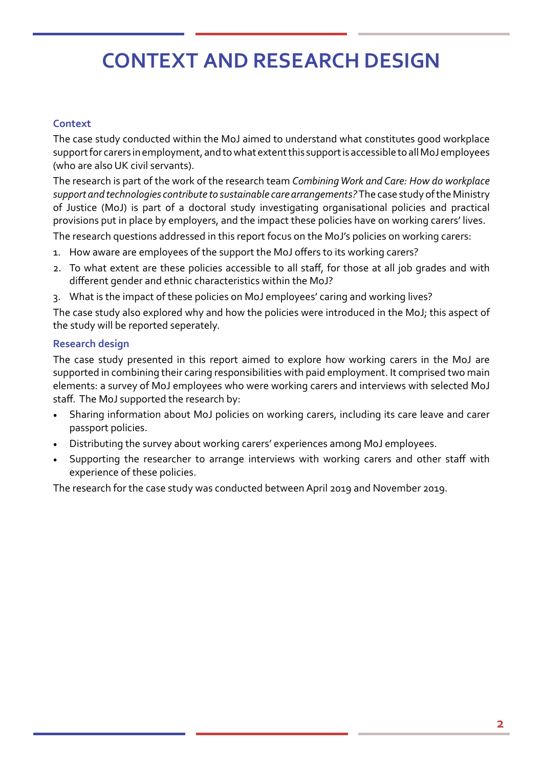# CONTEXT AND RESEARCH DESIGN

### Context

The case study conducted within the MoJ aimed to understand what constitutes good workplace support for carers in employment, and to what extent this support is accessible to all MoJ employees (who are also UK civil servants).

The research is part of the work of the research team *Combining Work and Care: How do workplace support and technologies contribute to sustainable care arrangements?* The case study of the Ministry of Justice (MoJ) is part of a doctoral study investigating organisational policies and practical provisions put in place by employers, and the impact these policies have on working carers' lives.

The research questions addressed in this report focus on the MoJ's policies on working carers:

1. How aware are employees of the support the MoJ offers to its working carers?
2. To what extent are these policies accessible to all staff, for those at all job grades and with different gender and ethnic characteristics within the MoJ?
3. What is the impact of these policies on MoJ employees' caring and working lives?

The case study also explored why and how the policies were introduced in the MoJ; this aspect of the study will be reported seperately.

### Research design

The case study presented in this report aimed to explore how working carers in the MoJ are supported in combining their caring responsibilities with paid employment. It comprised two main elements: a survey of MoJ employees who were working carers and interviews with selected MoJ staff. The MoJ supported the research by:

- Sharing information about MoJ policies on working carers, including its care leave and carer passport policies.
- Distributing the survey about working carers' experiences among MoJ employees.
- Supporting the researcher to arrange interviews with working carers and other staff with experience of these policies.

The research for the case study was conducted between April 2019 and November 2019.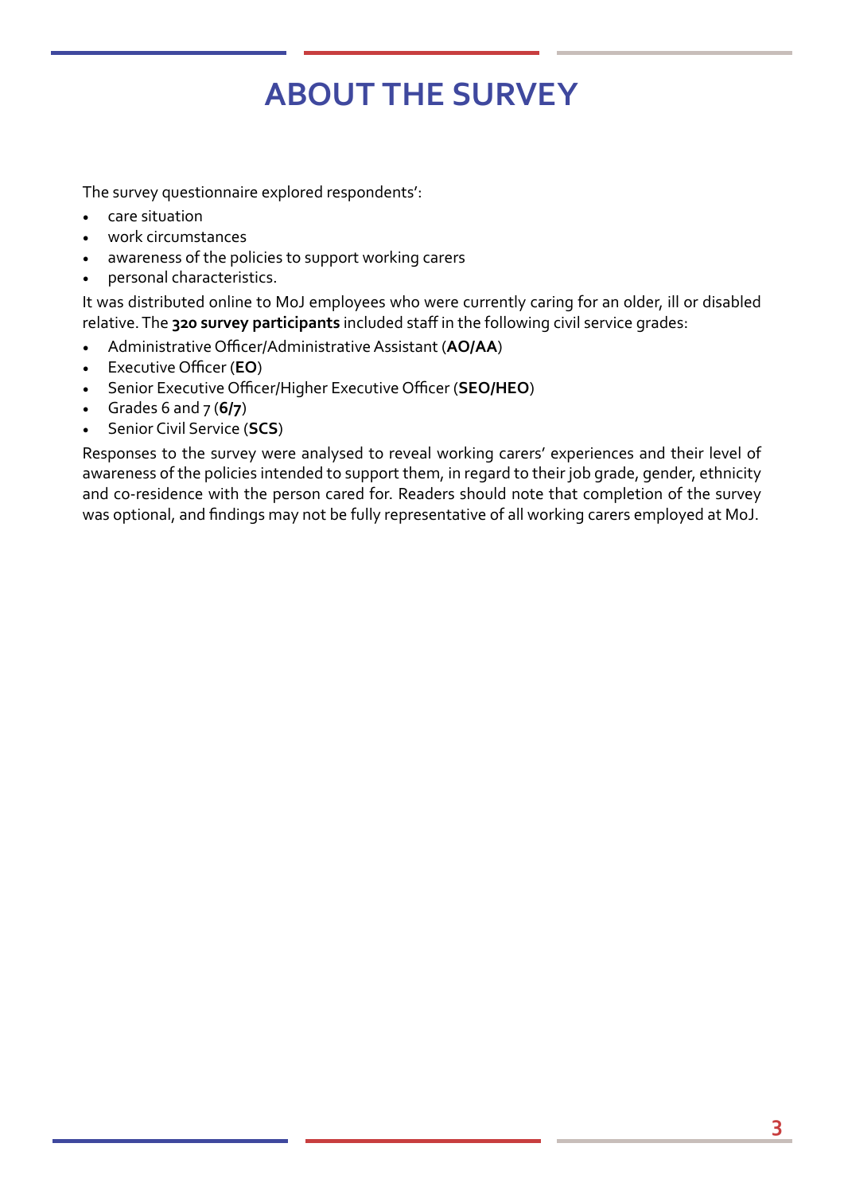# ABOUT THE SURVEY

The survey questionnaire explored respondents':

- care situation
- work circumstances
- awareness of the policies to support working carers
- personal characteristics.

It was distributed online to MoJ employees who were currently caring for an older, ill or disabled relative. The **320 survey participants** included staff in the following civil service grades:

- Administrative Officer/Administrative Assistant (**AO/AA**)
- Executive Officer (**EO**)
- Senior Executive Officer/Higher Executive Officer (**SEO/HEO**)
- Grades 6 and 7 (**6/7**)
- Senior Civil Service (**SCS**)

Responses to the survey were analysed to reveal working carers' experiences and their level of awareness of the policies intended to support them, in regard to their job grade, gender, ethnicity and co-residence with the person cared for. Readers should note that completion of the survey was optional, and findings may not be fully representative of all working carers employed at MoJ.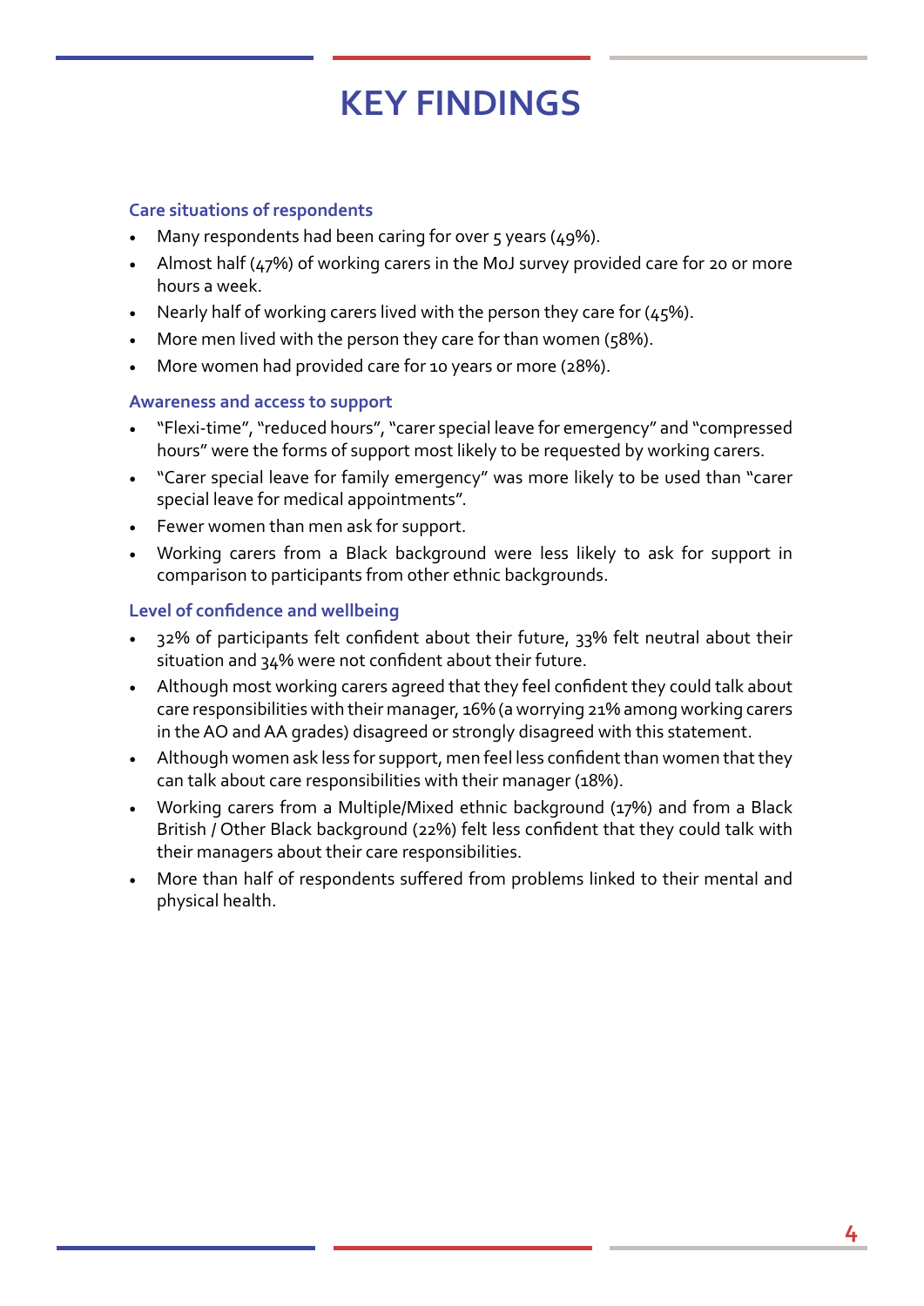# KEY FINDINGS

### Care situations of respondents

- Many respondents had been caring for over 5 years (49%).
- Almost half (47%) of working carers in the MoJ survey provided care for 20 or more hours a week.
- Nearly half of working carers lived with the person they care for (45%).
- More men lived with the person they care for than women (58%).
- More women had provided care for 10 years or more (28%).

### Awareness and access to support

- "Flexi-time", "reduced hours", "carer special leave for emergency" and "compressed hours" were the forms of support most likely to be requested by working carers.
- "Carer special leave for family emergency" was more likely to be used than "carer special leave for medical appointments".
- Fewer women than men ask for support.
- Working carers from a Black background were less likely to ask for support in comparison to participants from other ethnic backgrounds.

### Level of confidence and wellbeing

- 32% of participants felt confident about their future, 33% felt neutral about their situation and 34% were not confident about their future.
- Although most working carers agreed that they feel confident they could talk about care responsibilities with their manager, 16% (a worrying 21% among working carers in the AO and AA grades) disagreed or strongly disagreed with this statement.
- Although women ask less for support, men feel less confident than women that they can talk about care responsibilities with their manager (18%).
- Working carers from a Multiple/Mixed ethnic background (17%) and from a Black British / Other Black background (22%) felt less confident that they could talk with their managers about their care responsibilities.
- More than half of respondents suffered from problems linked to their mental and physical health.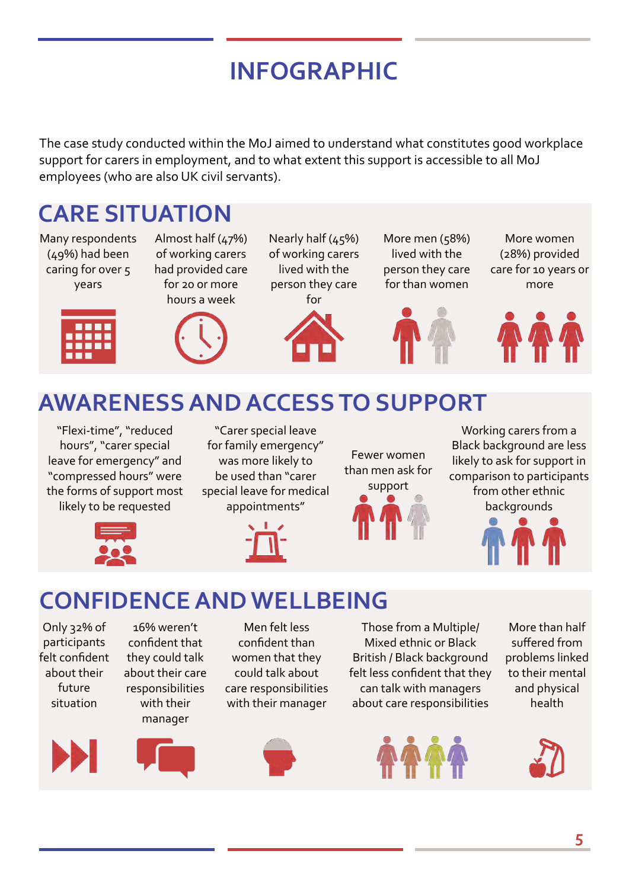# INFOGRAPHIC

The case study conducted within the MoJ aimed to understand what constitutes good workplace support for carers in employment, and to what extent this support is accessible to all MoJ employees (who are also UK civil servants).

## CARE SITUATION

- Many respondents (49%) had been caring for over 5 years
- Almost half (47%) of working carers had provided care for 20 or more hours a week
- Nearly half (45%) of working carers lived with the person they care for
- More men (58%) lived with the person they care for than women
- More women (28%) provided care for 10 years or more

## AWARENESS AND ACCESS TO SUPPORT

- "Flexi-time", "reduced hours", "carer special leave for emergency" and "compressed hours" were the forms of support most likely to be requested
- "Carer special leave for family emergency" was more likely to be used than "carer special leave for medical appointments"
- Fewer women than men ask for support
- Working carers from a Black background are less likely to ask for support in comparison to participants from other ethnic backgrounds

## CONFIDENCE AND WELLBEING

- Only 32% of participants felt confident about their future situation
- 16% weren't confident that they could talk about their care responsibilities with their manager
- Men felt less confident than women that they could talk about care responsibilities with their manager
- Those from a Multiple/ Mixed ethnic or Black British / Black background felt less confident that they can talk with managers about care responsibilities
- More than half suffered from problems linked to their mental and physical health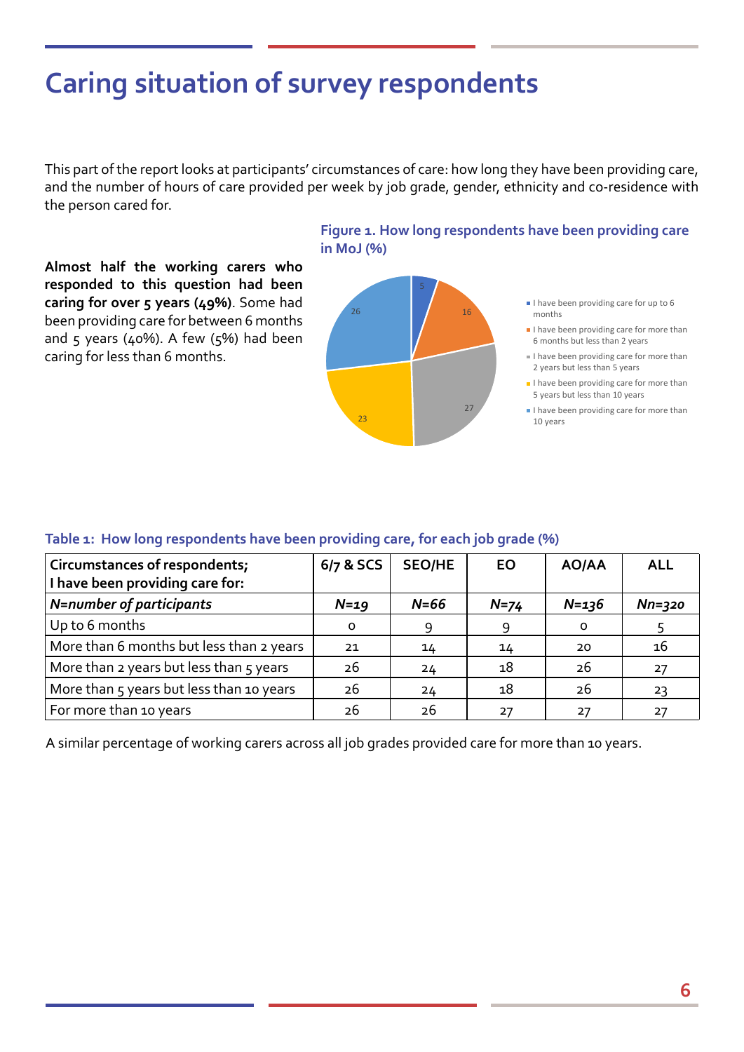# Caring situation of survey respondents

This part of the report looks at participants' circumstances of care: how long they have been providing care, and the number of hours of care provided per week by job grade, gender, ethnicity and co-residence with the person cared for.

**Almost half the working carers who responded to this question had been caring for over 5 years (49%)**. Some had been providing care for between 6 months and 5 years (40%). A few (5%) had been caring for less than 6 months.

**Figure 1. How long respondents have been providing care in MoJ (%)**

- I have been providing care for up to 6 months: 5
- I have been providing care for more than 6 months but less than 2 years: 16
- I have been providing care for more than 2 years but less than 5 years: 27
- I have been providing care for more than 5 years but less than 10 years: 23
- I have been providing care for more than 10 years: 26

**Table 1: How long respondents have been providing care, for each job grade (%)**

| Circumstances of respondents; I have been providing care for: | 6/7 & SCS | SEO/HE | EO | AO/AA | ALL |
|---|---|---|---|---|---|
| *N=number of participants* | *N=19* | *N=66* | *N=74* | *N=136* | *Nn=320* |
| Up to 6 months | 0 | 9 | 9 | 0 | 5 |
| More than 6 months but less than 2 years | 21 | 14 | 14 | 20 | 16 |
| More than 2 years but less than 5 years | 26 | 24 | 18 | 26 | 27 |
| More than 5 years but less than 10 years | 26 | 24 | 18 | 26 | 23 |
| For more than 10 years | 26 | 26 | 27 | 27 | 27 |

A similar percentage of working carers across all job grades provided care for more than 10 years.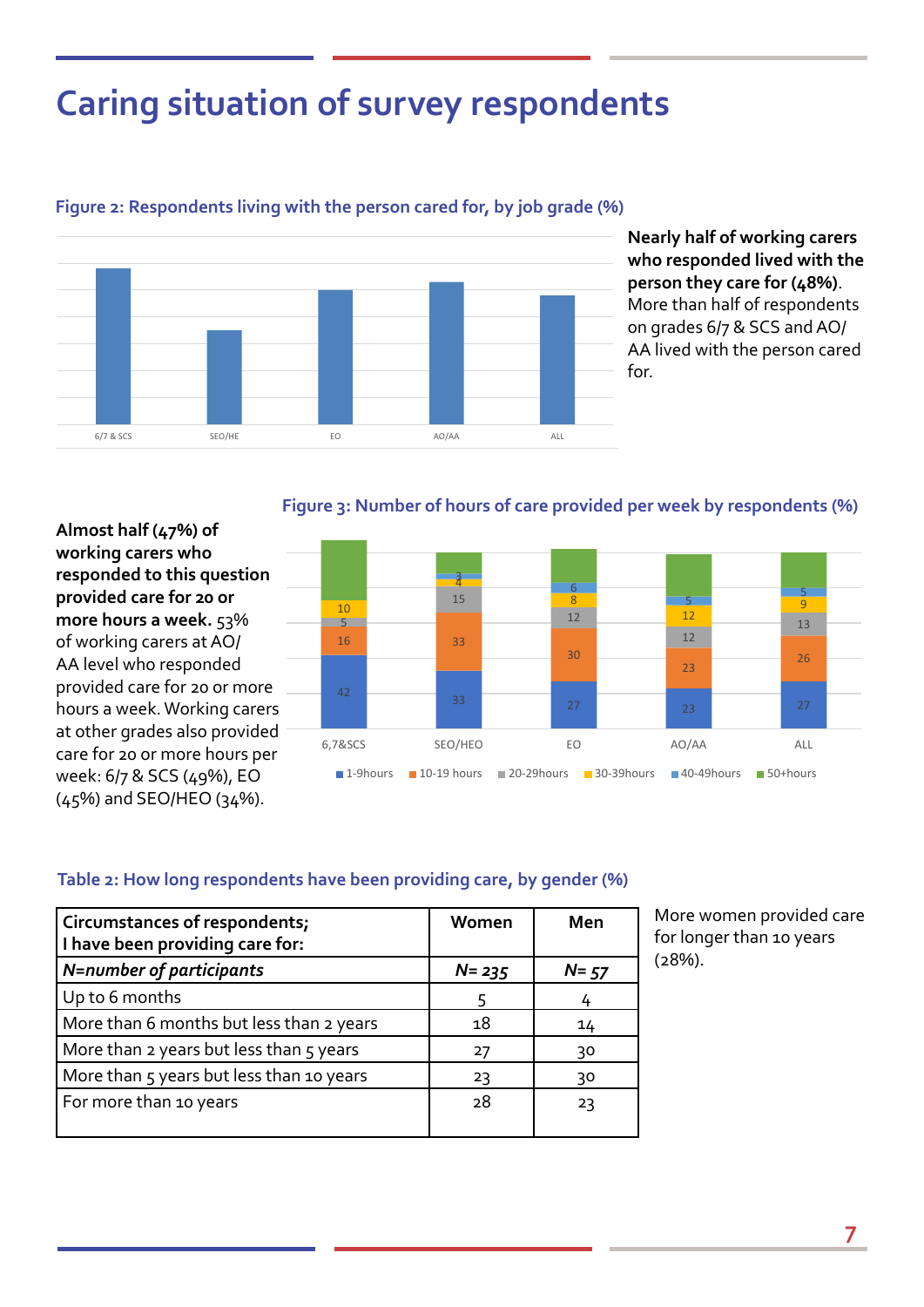# Caring situation of survey respondents

**Figure 2: Respondents living with the person cared for, by job grade (%)**

6/7 & SCS | SEO/HE | EO | AO/AA | ALL

**Nearly half of working carers who responded lived with the person they care for (48%).** More than half of respondents on grades 6/7 & SCS and AO/AA lived with the person cared for.

**Almost half (47%) of working carers who responded to this question provided care for 20 or more hours a week.** 53% of working carers at AO/AA level who responded provided care for 20 or more hours a week. Working carers at other grades also provided care for 20 or more hours per week: 6/7 & SCS (49%), EO (45%) and SEO/HEO (34%).

**Figure 3: Number of hours of care provided per week by respondents (%)**

| | 1-9hours | 10-19 hours | 20-29hours | 30-39hours | 40-49hours | 50+hours |
|---|---|---|---|---|---|---|
| 6,7&SCS | 42 | 16 | 5 | 10 | | |
| SEO/HEO | 33 | 33 | 15 | 4 | 3 | |
| EO | 27 | 30 | 12 | 8 | 6 | |
| AO/AA | 23 | 23 | 12 | 12 | 5 | |
| ALL | 27 | 26 | 13 | 9 | 5 | |

**Table 2: How long respondents have been providing care, by gender (%)**

| Circumstances of respondents; I have been providing care for: | Women | Men |
|---|---|---|
| *N=number of participants* | *N= 235* | *N= 57* |
| Up to 6 months | 5 | 4 |
| More than 6 months but less than 2 years | 18 | 14 |
| More than 2 years but less than 5 years | 27 | 30 |
| More than 5 years but less than 10 years | 23 | 30 |
| For more than 10 years | 28 | 23 |

More women provided care for longer than 10 years (28%).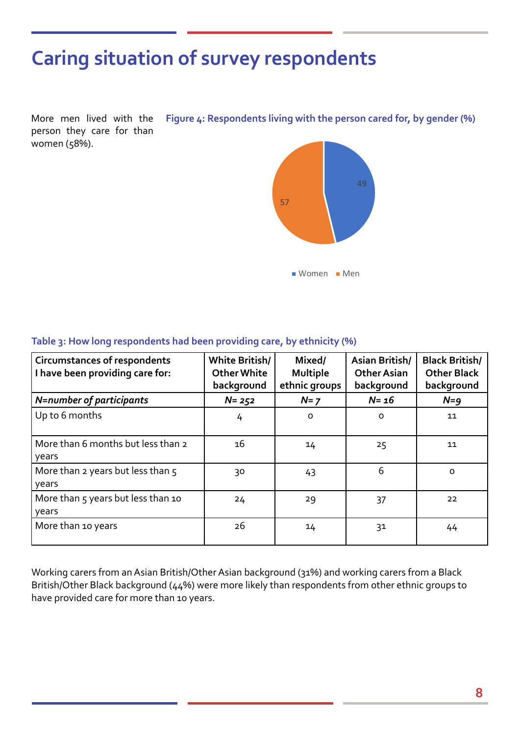# Caring situation of survey respondents

More men lived with the person they care for than women (58%).

**Figure 4: Respondents living with the person cared for, by gender (%)**

| | % |
|---|---|
| Women | 49 |
| Men | 57 |

**Table 3: How long respondents had been providing care, by ethnicity (%)**

| Circumstances of respondents I have been providing care for: | White British/ Other White background | Mixed/ Multiple ethnic groups | Asian British/ Other Asian background | Black British/ Other Black background |
|---|---|---|---|---|
| *N=number of participants* | *N= 252* | *N= 7* | *N= 16* | *N=9* |
| Up to 6 months | 4 | 0 | 0 | 11 |
| More than 6 months but less than 2 years | 16 | 14 | 25 | 11 |
| More than 2 years but less than 5 years | 30 | 43 | 6 | 0 |
| More than 5 years but less than 10 years | 24 | 29 | 37 | 22 |
| More than 10 years | 26 | 14 | 31 | 44 |

Working carers from an Asian British/Other Asian background (31%) and working carers from a Black British/Other Black background (44%) were more likely than respondents from other ethnic groups to have provided care for more than 10 years.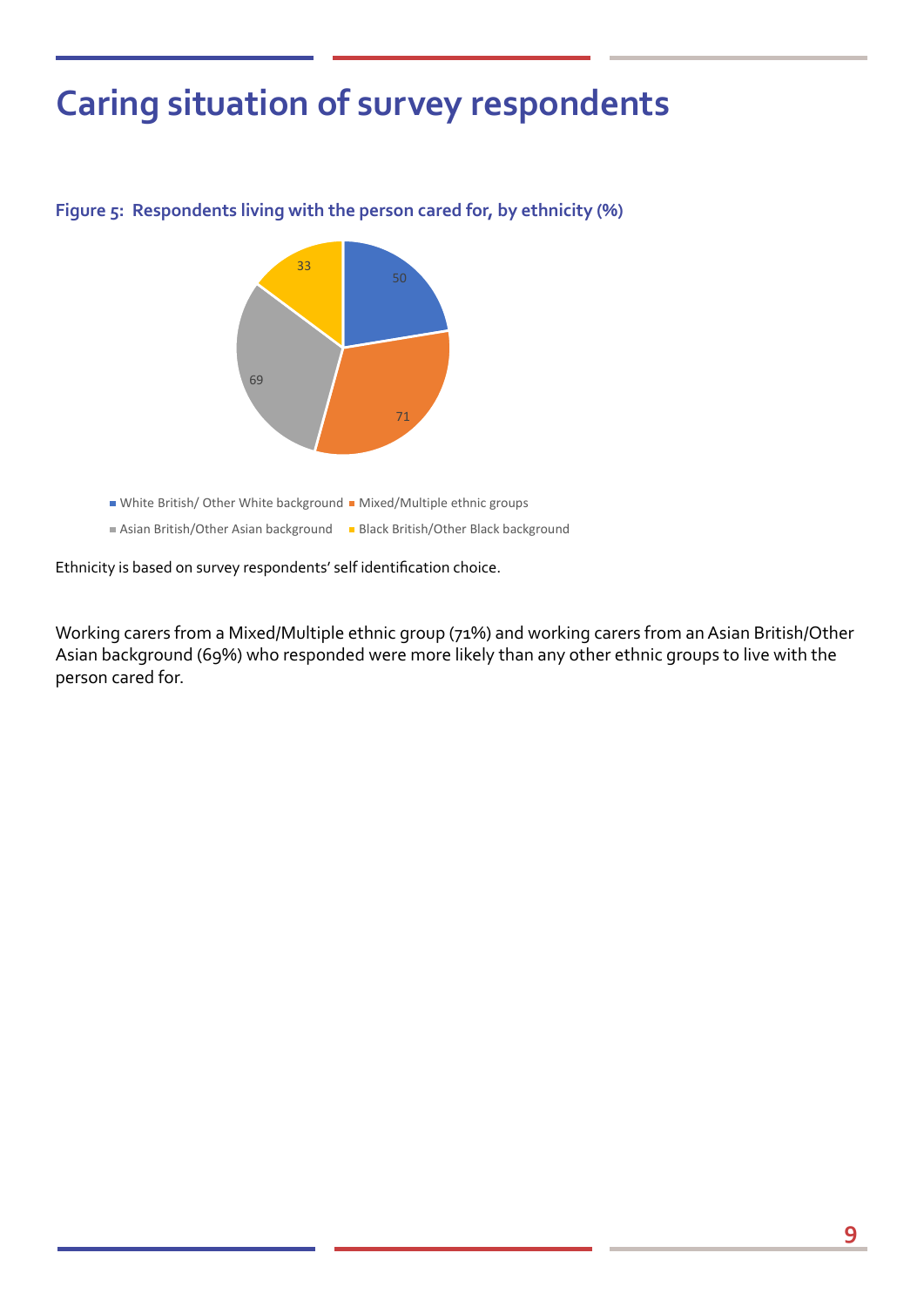# Caring situation of survey respondents

**Figure 5: Respondents living with the person cared for, by ethnicity (%)**

| Ethnicity | % |
|---|---|
| White British/ Other White background | 50 |
| Mixed/Multiple ethnic groups | 71 |
| Asian British/Other Asian background | 69 |
| Black British/Other Black background | 33 |

Ethnicity is based on survey respondents' self identification choice.

Working carers from a Mixed/Multiple ethnic group (71%) and working carers from an Asian British/Other Asian background (69%) who responded were more likely than any other ethnic groups to live with the person cared for.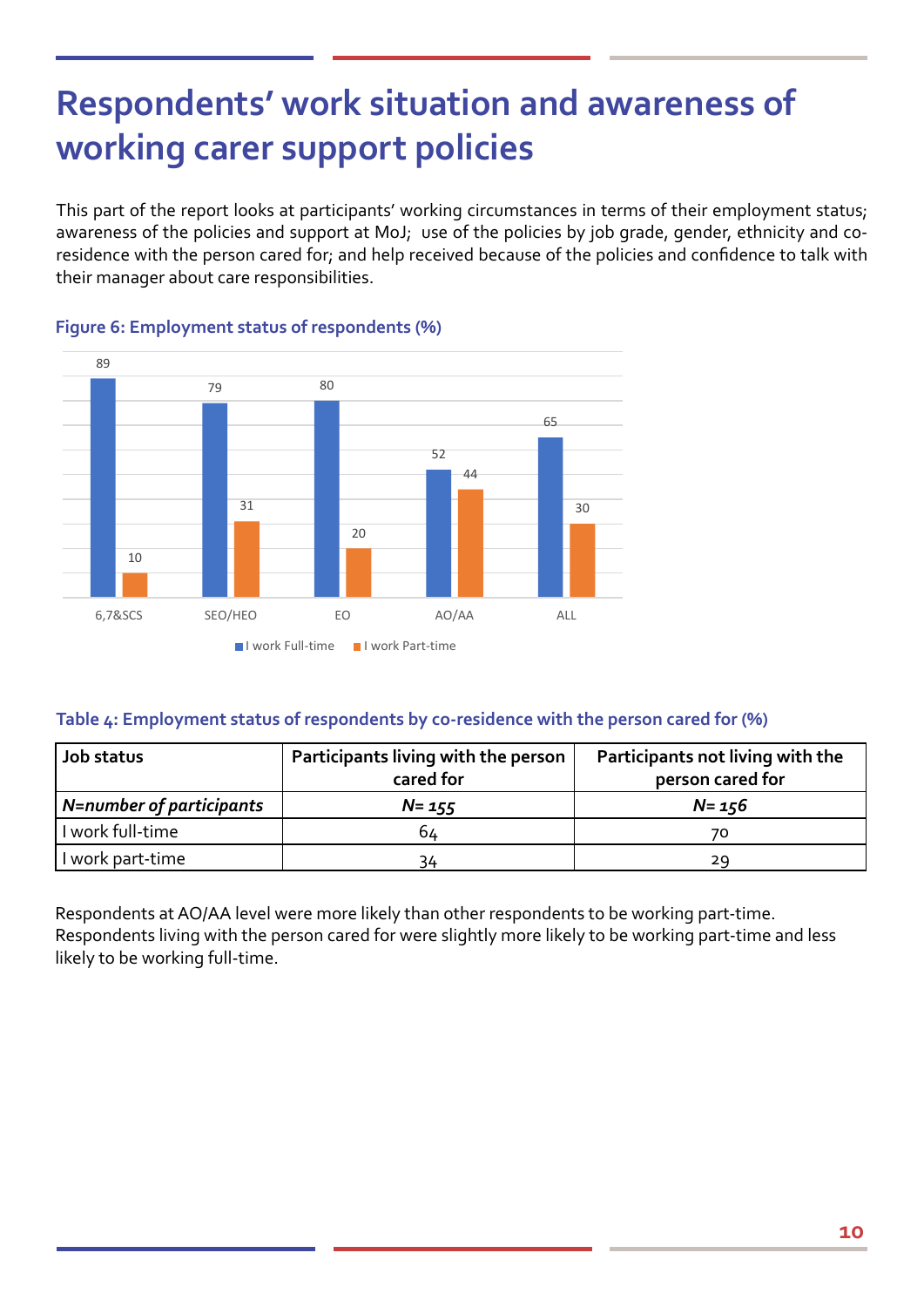# Respondents' work situation and awareness of working carer support policies

This part of the report looks at participants' working circumstances in terms of their employment status; awareness of the policies and support at MoJ; use of the policies by job grade, gender, ethnicity and co-residence with the person cared for; and help received because of the policies and confidence to talk with their manager about care responsibilities.

### Figure 6: Employment status of respondents (%)

| | I work Full-time | I work Part-time |
|---|---|---|
| 6,7&SCS | 89 | 10 |
| SEO/HEO | 79 | 31 |
| EO | 80 | 20 |
| AO/AA | 52 | 44 |
| ALL | 65 | 30 |

### Table 4: Employment status of respondents by co-residence with the person cared for (%)

| Job status | Participants living with the person cared for | Participants not living with the person cared for |
|---|---|---|
| *N=number of participants* | *N= 155* | *N= 156* |
| I work full-time | 64 | 70 |
| I work part-time | 34 | 29 |

Respondents at AO/AA level were more likely than other respondents to be working part-time. Respondents living with the person cared for were slightly more likely to be working part-time and less likely to be working full-time.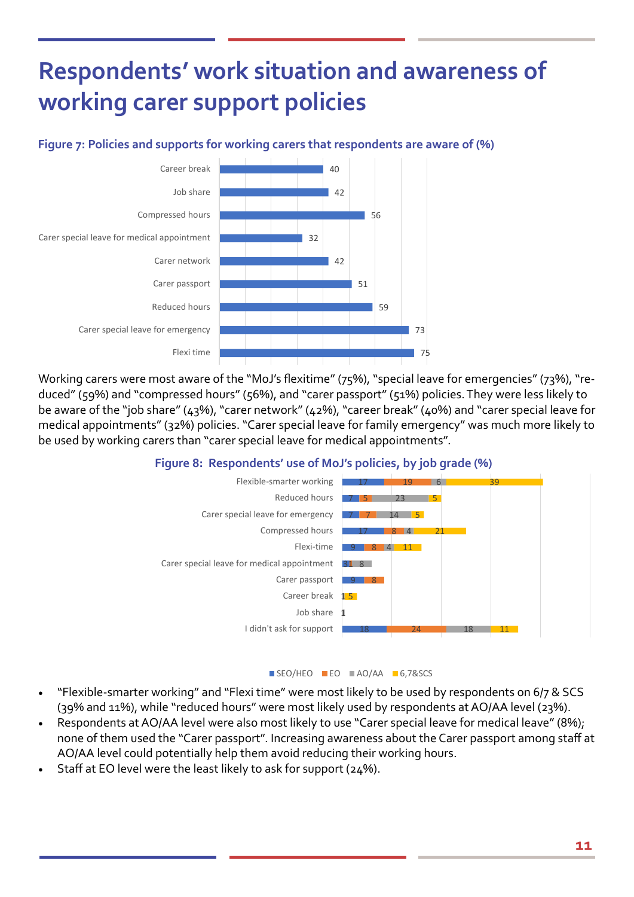# Respondents' work situation and awareness of working carer support policies

**Figure 7: Policies and supports for working carers that respondents are aware of (%)**

| Policy | % |
|---|---|
| Career break | 40 |
| Job share | 42 |
| Compressed hours | 56 |
| Carer special leave for medical appointment | 32 |
| Carer network | 42 |
| Carer passport | 51 |
| Reduced hours | 59 |
| Carer special leave for emergency | 73 |
| Flexi time | 75 |

Working carers were most aware of the "MoJ's flexitime" (75%), "special leave for emergencies" (73%), "reduced" (59%) and "compressed hours" (56%), and "carer passport" (51%) policies. They were less likely to be aware of the "job share" (43%), "carer network" (42%), "career break" (40%) and "carer special leave for medical appointments" (32%) policies. "Carer special leave for family emergency" was much more likely to be used by working carers than "carer special leave for medical appointments".

**Figure 8: Respondents' use of MoJ's policies, by job grade (%)**

| Policy | SEO/HEO | EO | AO/AA | 6,7&SCS |
|---|---|---|---|---|
| Flexible-smarter working | 17 | 19 | 6 | 39 |
| Reduced hours | 7 | 5 | 23 | 5 |
| Carer special leave for emergency | 7 | 7 | 14 | 5 |
| Compressed hours | 17 | 8 | 4 | 21 |
| Flexi-time | 9 | 8 | 4 | 11 |
| Carer special leave for medical appointment | 3 | 1 | 8 | |
| Carer passport | 9 | 8 | | |
| Career break | | 1 | | 5 |
| Job share | | 1 | | |
| I didn't ask for support | 18 | 24 | 18 | 11 |

- "Flexible-smarter working" and "Flexi time" were most likely to be used by respondents on 6/7 & SCS (39% and 11%), while "reduced hours" were most likely used by respondents at AO/AA level (23%).
- Respondents at AO/AA level were also most likely to use "Carer special leave for medical leave" (8%); none of them used the "Carer passport". Increasing awareness about the Carer passport among staff at AO/AA level could potentially help them avoid reducing their working hours.
- Staff at EO level were the least likely to ask for support (24%).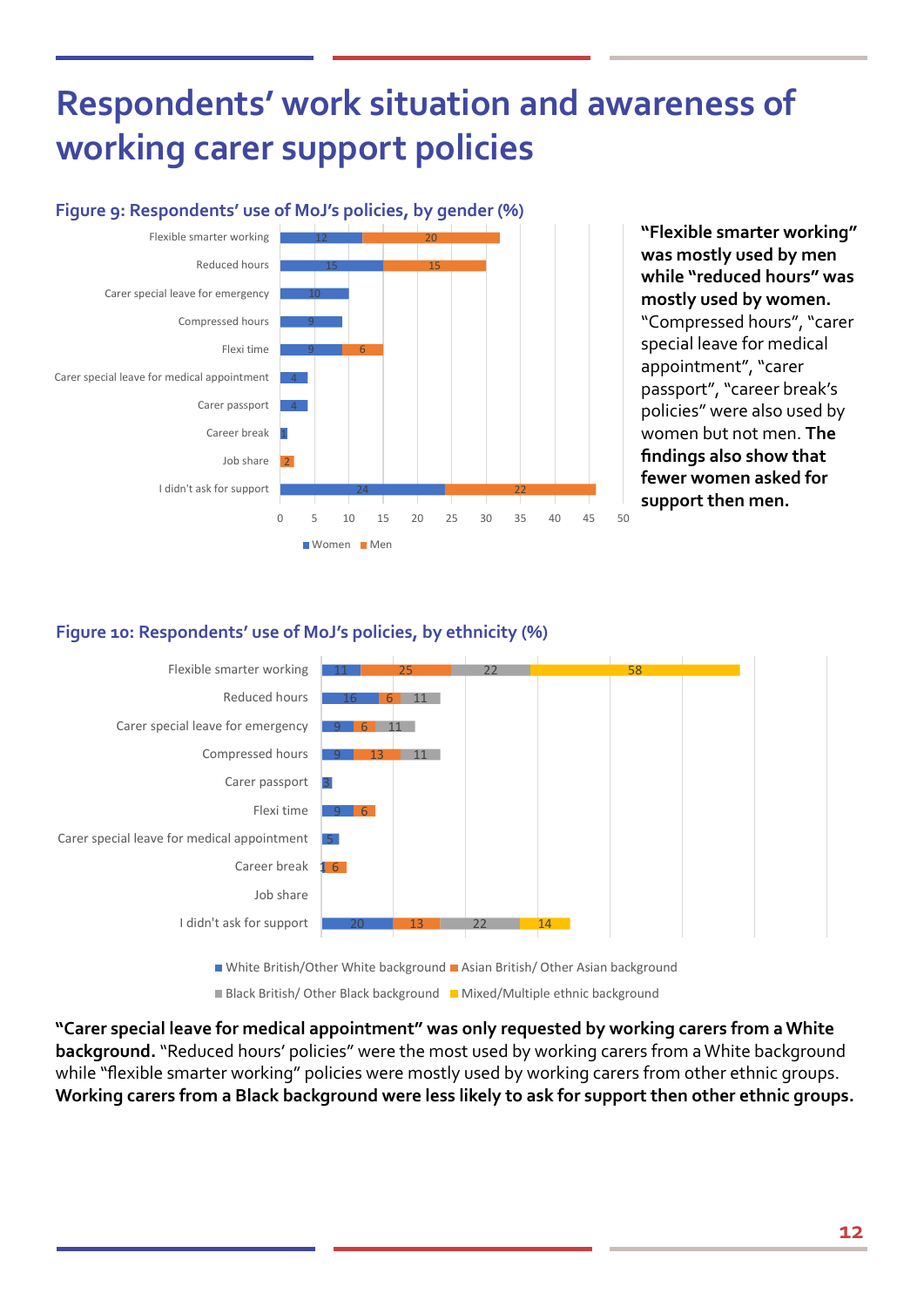# Respondents' work situation and awareness of working carer support policies

### Figure 9: Respondents' use of MoJ's policies, by gender (%)

| Policy | Women | Men |
|---|---|---|
| Flexible smarter working | 12 | 20 |
| Reduced hours | 15 | 15 |
| Carer special leave for emergency | 10 | |
| Compressed hours | 9 | |
| Flexi time | 9 | 6 |
| Carer special leave for medical appointment | 4 | |
| Carer passport | 4 | |
| Career break | 1 | |
| Job share | | 2 |
| I didn't ask for support | 24 | 22 |

**"Flexible smarter working" was mostly used by men while "reduced hours" was mostly used by women.** "Compressed hours", "carer special leave for medical appointment", "carer passport", "career break's policies" were also used by women but not men. **The findings also show that fewer women asked for support then men.**

### Figure 10: Respondents' use of MoJ's policies, by ethnicity (%)

| Policy | White British/Other White background | Asian British/ Other Asian background | Black British/ Other Black background | Mixed/Multiple ethnic background |
|---|---|---|---|---|
| Flexible smarter working | 11 | 25 | 22 | 58 |
| Reduced hours | 16 | 6 | 11 | |
| Carer special leave for emergency | 9 | 6 | 11 | |
| Compressed hours | 9 | 13 | 11 | |
| Carer passport | 3 | | | |
| Flexi time | 9 | 6 | | |
| Carer special leave for medical appointment | 5 | | | |
| Career break | 1 | 6 | | |
| Job share | | | | |
| I didn't ask for support | 20 | 13 | 22 | 14 |

**"Carer special leave for medical appointment" was only requested by working carers from a White background.** "Reduced hours' policies" were the most used by working carers from a White background while "flexible smarter working" policies were mostly used by working carers from other ethnic groups. **Working carers from a Black background were less likely to ask for support then other ethnic groups.**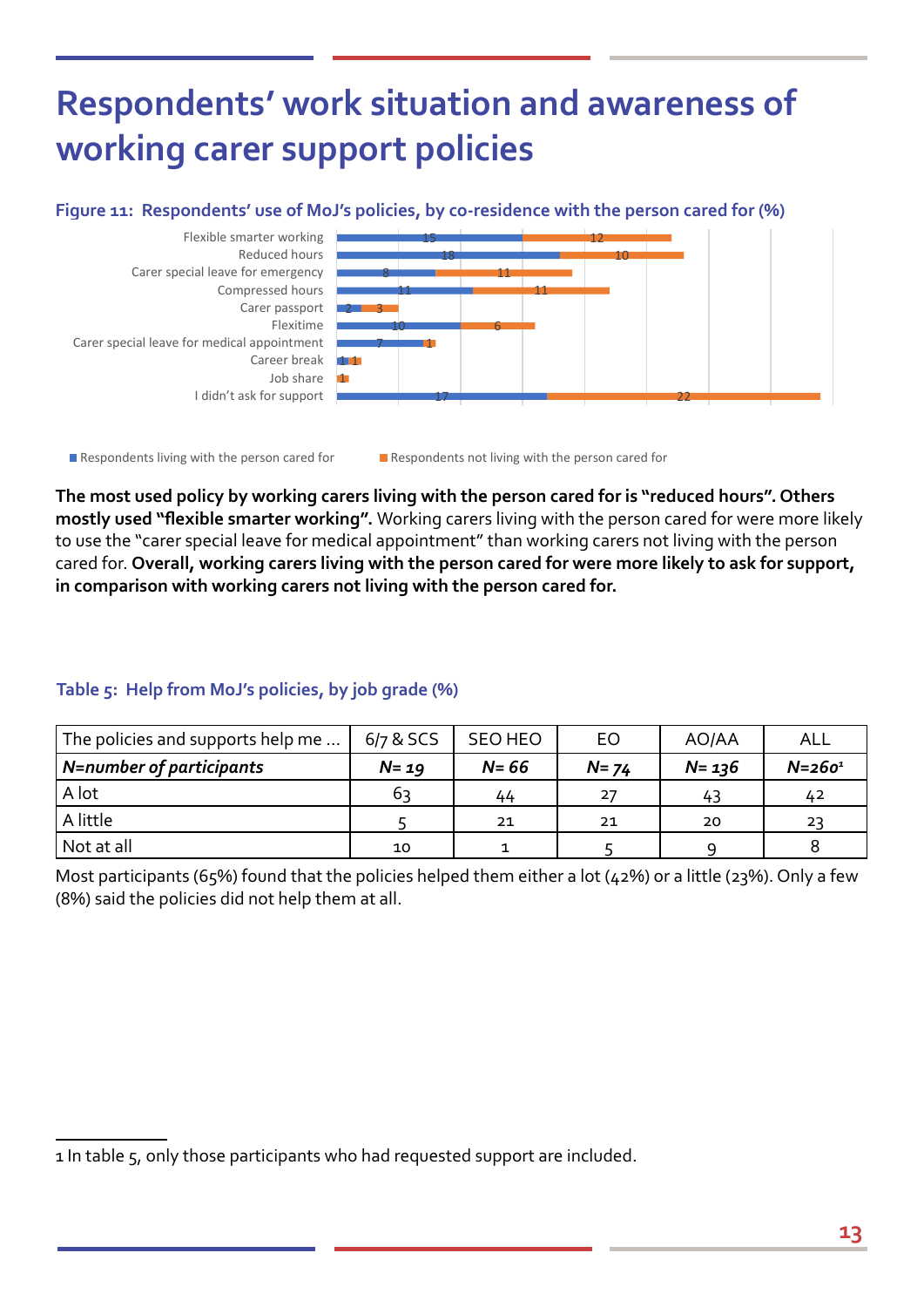# Respondents' work situation and awareness of working carer support policies

**Figure 11: Respondents' use of MoJ's policies, by co-residence with the person cared for (%)**

| Policy | Respondents living with the person cared for | Respondents not living with the person cared for |
|---|---|---|
| Flexible smarter working | 15 | 12 |
| Reduced hours | 18 | 10 |
| Carer special leave for emergency | 8 | 11 |
| Compressed hours | 11 | 11 |
| Carer passport | 2 | 3 |
| Flexitime | 10 | 6 |
| Carer special leave for medical appointment | 7 | 1 |
| Career break | 1 | 1 |
| Job share | | 1 |
| I didn't ask for support | 17 | 22 |

**The most used policy by working carers living with the person cared for is "reduced hours". Others mostly used "flexible smarter working".** Working carers living with the person cared for were more likely to use the "carer special leave for medical appointment" than working carers not living with the person cared for. **Overall, working carers living with the person cared for were more likely to ask for support, in comparison with working carers not living with the person cared for.**

**Table 5: Help from MoJ's policies, by job grade (%)**

| The policies and supports help me ... | 6/7 & SCS | SEO HEO | EO | AO/AA | ALL |
|---|---|---|---|---|---|
| ***N=number of participants*** | ***N= 19*** | ***N= 66*** | ***N= 74*** | ***N= 136*** | ***N=260[1]*** |
| A lot | 63 | 44 | 27 | 43 | 42 |
| A little | 5 | 21 | 21 | 20 | 23 |
| Not at all | 10 | 1 | 5 | 9 | 8 |

Most participants (65%) found that the policies helped them either a lot (42%) or a little (23%). Only a few (8%) said the policies did not help them at all.

1 In table 5, only those participants who had requested support are included.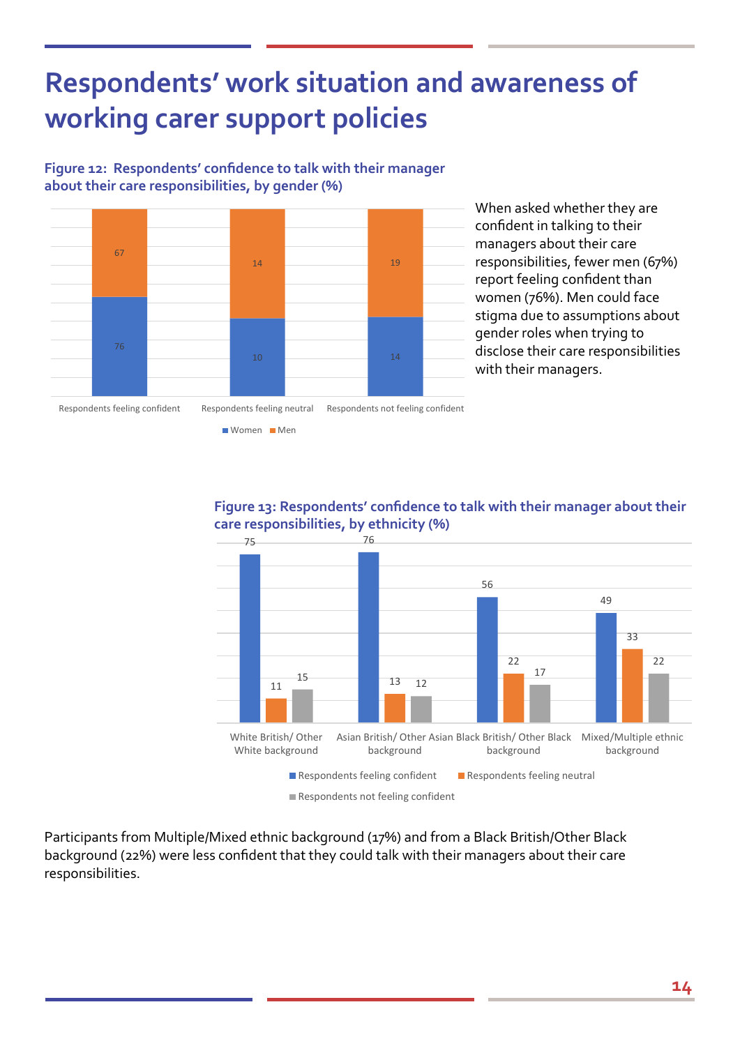# Respondents' work situation and awareness of working carer support policies

**Figure 12: Respondents' confidence to talk with their manager about their care responsibilities, by gender (%)**

| | Women | Men |
|---|---|---|
| Respondents feeling confident | 76 | 67 |
| Respondents feeling neutral | 10 | 14 |
| Respondents not feeling confident | 14 | 19 |

When asked whether they are confident in talking to their managers about their care responsibilities, fewer men (67%) report feeling confident than women (76%). Men could face stigma due to assumptions about gender roles when trying to disclose their care responsibilities with their managers.

**Figure 13: Respondents' confidence to talk with their manager about their care responsibilities, by ethnicity (%)**

| | Respondents feeling confident | Respondents feeling neutral | Respondents not feeling confident |
|---|---|---|---|
| White British/ Other White background | 75 | 11 | 15 |
| Asian British/ Other Asian background | 76 | 13 | 12 |
| Black British/ Other Black background | 56 | 22 | 17 |
| Mixed/Multiple ethnic background | 49 | 33 | 22 |

Participants from Multiple/Mixed ethnic background (17%) and from a Black British/Other Black background (22%) were less confident that they could talk with their managers about their care responsibilities.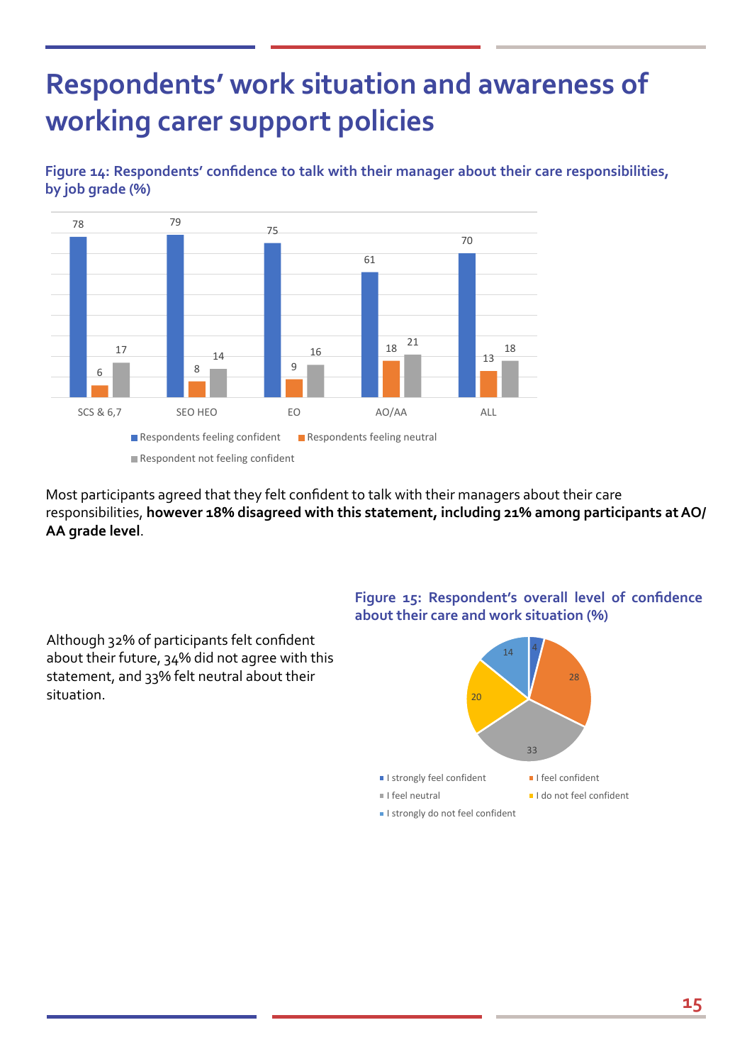# Respondents' work situation and awareness of working carer support policies

**Figure 14: Respondents' confidence to talk with their manager about their care responsibilities, by job grade (%)**

| | Respondents feeling confident | Respondents feeling neutral | Respondent not feeling confident |
|---|---|---|---|
| SCS & 6,7 | 78 | 6 | 17 |
| SEO HEO | 79 | 8 | 14 |
| EO | 75 | 9 | 16 |
| AO/AA | 61 | 18 | 21 |
| ALL | 70 | 13 | 18 |

Most participants agreed that they felt confident to talk with their managers about their care responsibilities, **however 18% disagreed with this statement, including 21% among participants at AO/AA grade level**.

**Figure 15: Respondent's overall level of confidence about their care and work situation (%)**

| Response | % |
|---|---|
| I strongly feel confident | 4 |
| I feel confident | 28 |
| I feel neutral | 33 |
| I do not feel confident | 20 |
| I strongly do not feel confident | 14 |

Although 32% of participants felt confident about their future, 34% did not agree with this statement, and 33% felt neutral about their situation.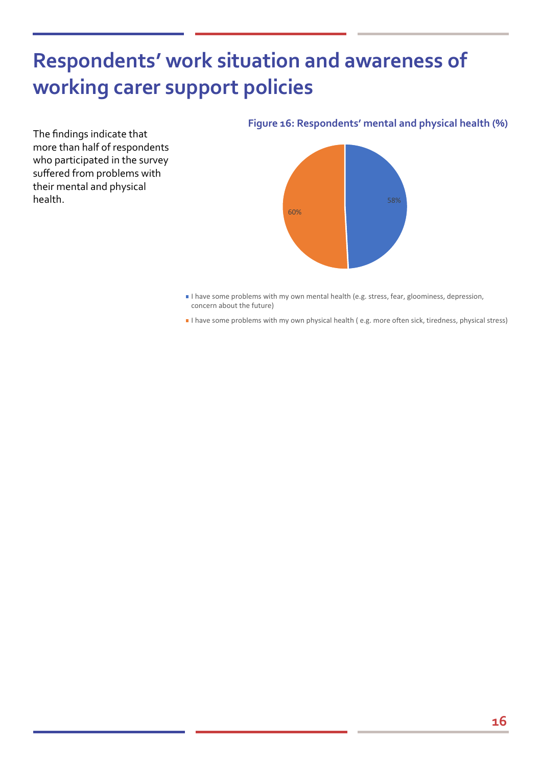# Respondents' work situation and awareness of working carer support policies

The findings indicate that more than half of respondents who participated in the survey suffered from problems with their mental and physical health.

**Figure 16: Respondents' mental and physical health (%)**

58%

60%

- I have some problems with my own mental health (e.g. stress, fear, gloominess, depression, concern about the future)
- I have some problems with my own physical health ( e.g. more often sick, tiredness, physical stress)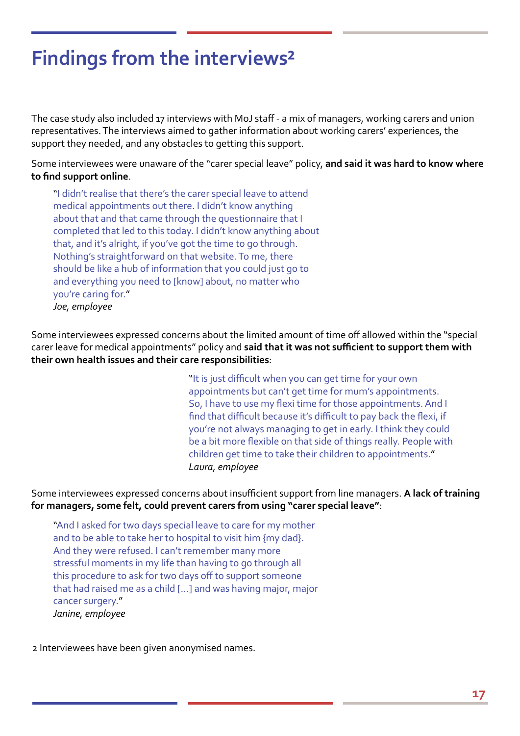# Findings from the interviews[2]

The case study also included 17 interviews with MoJ staff - a mix of managers, working carers and union representatives. The interviews aimed to gather information about working carers' experiences, the support they needed, and any obstacles to getting this support.

Some interviewees were unaware of the "carer special leave" policy, **and said it was hard to know where to find support online**.

> "I didn't realise that there's the carer special leave to attend medical appointments out there. I didn't know anything about that and that came through the questionnaire that I completed that led to this today. I didn't know anything about that, and it's alright, if you've got the time to go through. Nothing's straightforward on that website. To me, there should be like a hub of information that you could just go to and everything you need to [know] about, no matter who you're caring for."
> *Joe, employee*

Some interviewees expressed concerns about the limited amount of time off allowed within the "special carer leave for medical appointments" policy and **said that it was not sufficient to support them with their own health issues and their care responsibilities**:

> "It is just difficult when you can get time for your own appointments but can't get time for mum's appointments. So, I have to use my flexi time for those appointments. And I find that difficult because it's difficult to pay back the flexi, if you're not always managing to get in early. I think they could be a bit more flexible on that side of things really. People with children get time to take their children to appointments."
> *Laura, employee*

Some interviewees expressed concerns about insufficient support from line managers. **A lack of training for managers, some felt, could prevent carers from using "carer special leave"**:

> "And I asked for two days special leave to care for my mother and to be able to take her to hospital to visit him {my dad}. And they were refused. I can't remember many more stressful moments in my life than having to go through all this procedure to ask for two days off to support someone that had raised me as a child [...] and was having major, major cancer surgery."
> *Janine, employee*

2 Interviewees have been given anonymised names.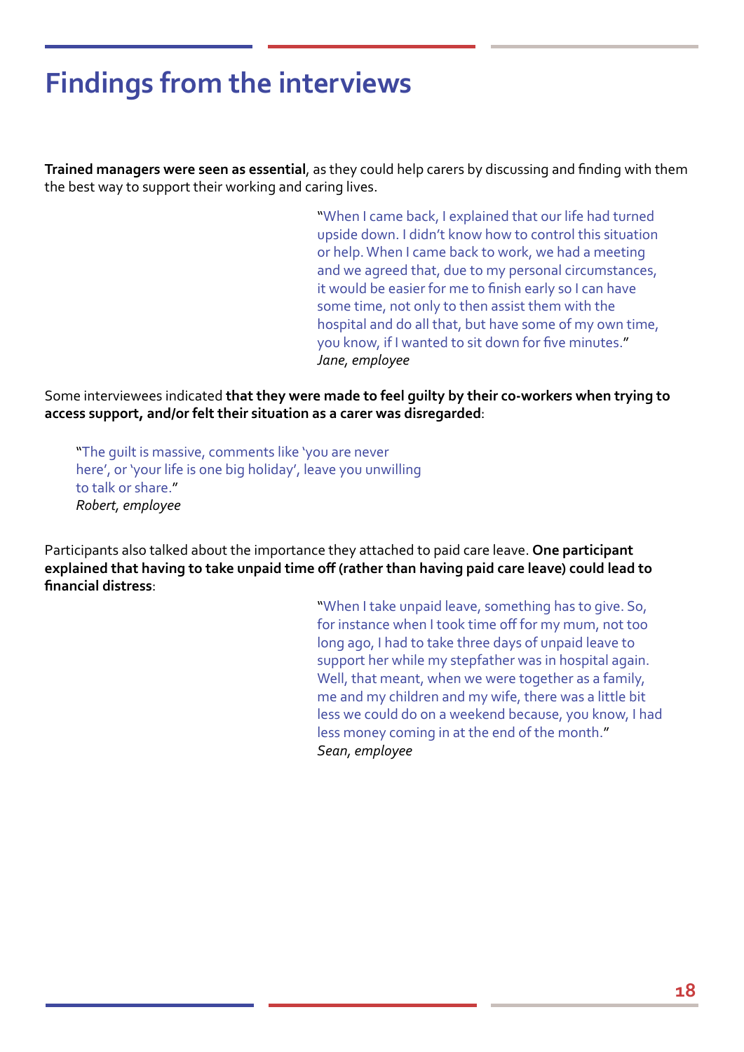# Findings from the interviews

**Trained managers were seen as essential**, as they could help carers by discussing and finding with them the best way to support their working and caring lives.

> "When I came back, I explained that our life had turned upside down. I didn't know how to control this situation or help. When I came back to work, we had a meeting and we agreed that, due to my personal circumstances, it would be easier for me to finish early so I can have some time, not only to then assist them with the hospital and do all that, but have some of my own time, you know, if I wanted to sit down for five minutes."
> *Jane, employee*

Some interviewees indicated **that they were made to feel guilty by their co-workers when trying to access support, and/or felt their situation as a carer was disregarded**:

> "The guilt is massive, comments like 'you are never here', or 'your life is one big holiday', leave you unwilling to talk or share."
> *Robert, employee*

Participants also talked about the importance they attached to paid care leave. **One participant explained that having to take unpaid time off (rather than having paid care leave) could lead to financial distress**:

> "When I take unpaid leave, something has to give. So, for instance when I took time off for my mum, not too long ago, I had to take three days of unpaid leave to support her while my stepfather was in hospital again. Well, that meant, when we were together as a family, me and my children and my wife, there was a little bit less we could do on a weekend because, you know, I had less money coming in at the end of the month."
> *Sean, employee*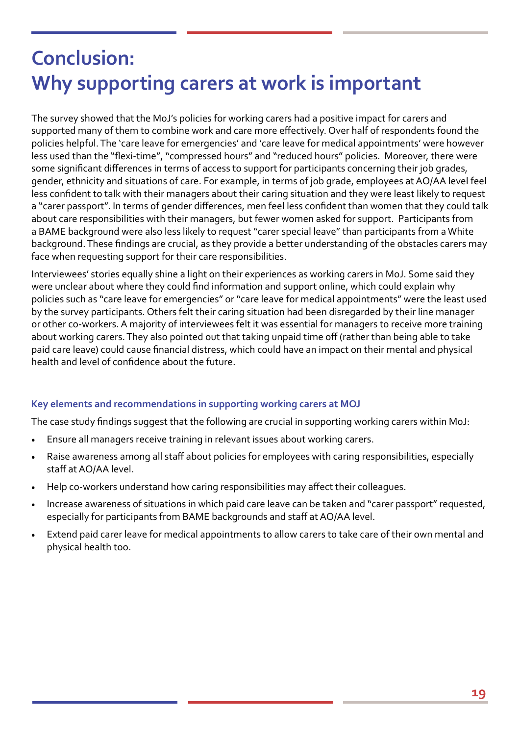# Conclusion: Why supporting carers at work is important

The survey showed that the MoJ's policies for working carers had a positive impact for carers and supported many of them to combine work and care more effectively. Over half of respondents found the policies helpful. The 'care leave for emergencies' and 'care leave for medical appointments' were however less used than the "flexi-time", "compressed hours" and "reduced hours" policies. Moreover, there were some significant differences in terms of access to support for participants concerning their job grades, gender, ethnicity and situations of care. For example, in terms of job grade, employees at AO/AA level feel less confident to talk with their managers about their caring situation and they were least likely to request a "carer passport". In terms of gender differences, men feel less confident than women that they could talk about care responsibilities with their managers, but fewer women asked for support. Participants from a BAME background were also less likely to request "carer special leave" than participants from a White background. These findings are crucial, as they provide a better understanding of the obstacles carers may face when requesting support for their care responsibilities.

Interviewees' stories equally shine a light on their experiences as working carers in MoJ. Some said they were unclear about where they could find information and support online, which could explain why policies such as "care leave for emergencies" or "care leave for medical appointments" were the least used by the survey participants. Others felt their caring situation had been disregarded by their line manager or other co-workers. A majority of interviewees felt it was essential for managers to receive more training about working carers. They also pointed out that taking unpaid time off (rather than being able to take paid care leave) could cause financial distress, which could have an impact on their mental and physical health and level of confidence about the future.

### Key elements and recommendations in supporting working carers at MOJ

The case study findings suggest that the following are crucial in supporting working carers within MoJ:

- Ensure all managers receive training in relevant issues about working carers.
- Raise awareness among all staff about policies for employees with caring responsibilities, especially staff at AO/AA level.
- Help co-workers understand how caring responsibilities may affect their colleagues.
- Increase awareness of situations in which paid care leave can be taken and "carer passport" requested, especially for participants from BAME backgrounds and staff at AO/AA level.
- Extend paid carer leave for medical appointments to allow carers to take care of their own mental and physical health too.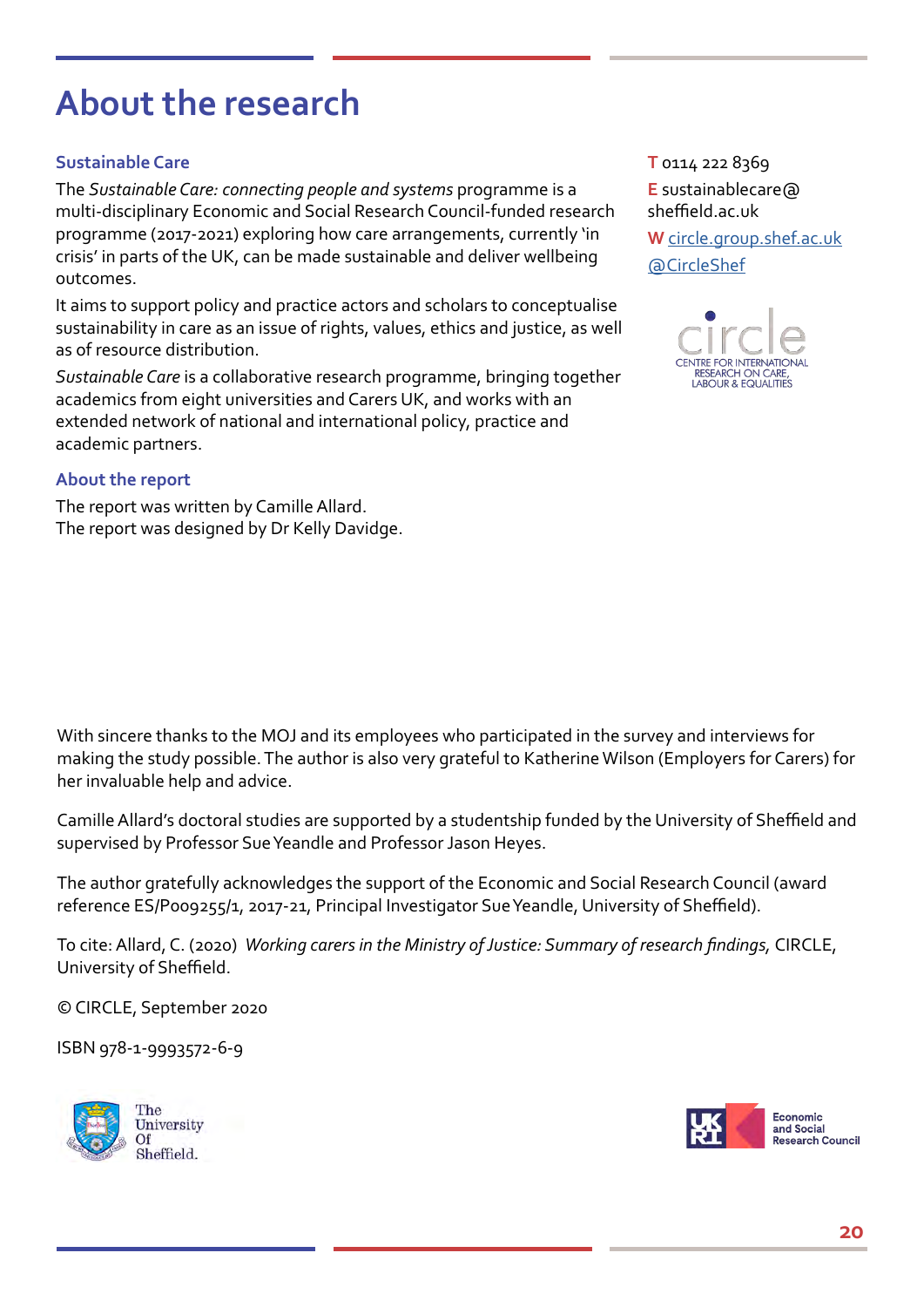# About the research

## Sustainable Care

The *Sustainable Care: connecting people and systems* programme is a multi-disciplinary Economic and Social Research Council-funded research programme (2017-2021) exploring how care arrangements, currently 'in crisis' in parts of the UK, can be made sustainable and deliver wellbeing outcomes.

It aims to support policy and practice actors and scholars to conceptualise sustainability in care as an issue of rights, values, ethics and justice, as well as of resource distribution.

*Sustainable Care* is a collaborative research programme, bringing together academics from eight universities and Carers UK, and works with an extended network of national and international policy, practice and academic partners.

**T** 0114 222 8369
**E** sustainablecare@sheffield.ac.uk
**W** circle.group.shef.ac.uk
@CircleShef

circle
CENTRE FOR INTERNATIONAL RESEARCH ON CARE, LABOUR & EQUALITIES

## About the report

The report was written by Camille Allard.
The report was designed by Dr Kelly Davidge.

With sincere thanks to the MOJ and its employees who participated in the survey and interviews for making the study possible. The author is also very grateful to Katherine Wilson (Employers for Carers) for her invaluable help and advice.

Camille Allard's doctoral studies are supported by a studentship funded by the University of Sheffield and supervised by Professor Sue Yeandle and Professor Jason Heyes.

The author gratefully acknowledges the support of the Economic and Social Research Council (award reference ES/P009255/1, 2017-21, Principal Investigator Sue Yeandle, University of Sheffield).

To cite: Allard, C. (2020) *Working carers in the Ministry of Justice: Summary of research findings,* CIRCLE, University of Sheffield.

© CIRCLE, September 2020

ISBN 978-1-9993572-6-9

The University Of Sheffield.

Economic and Social Research Council